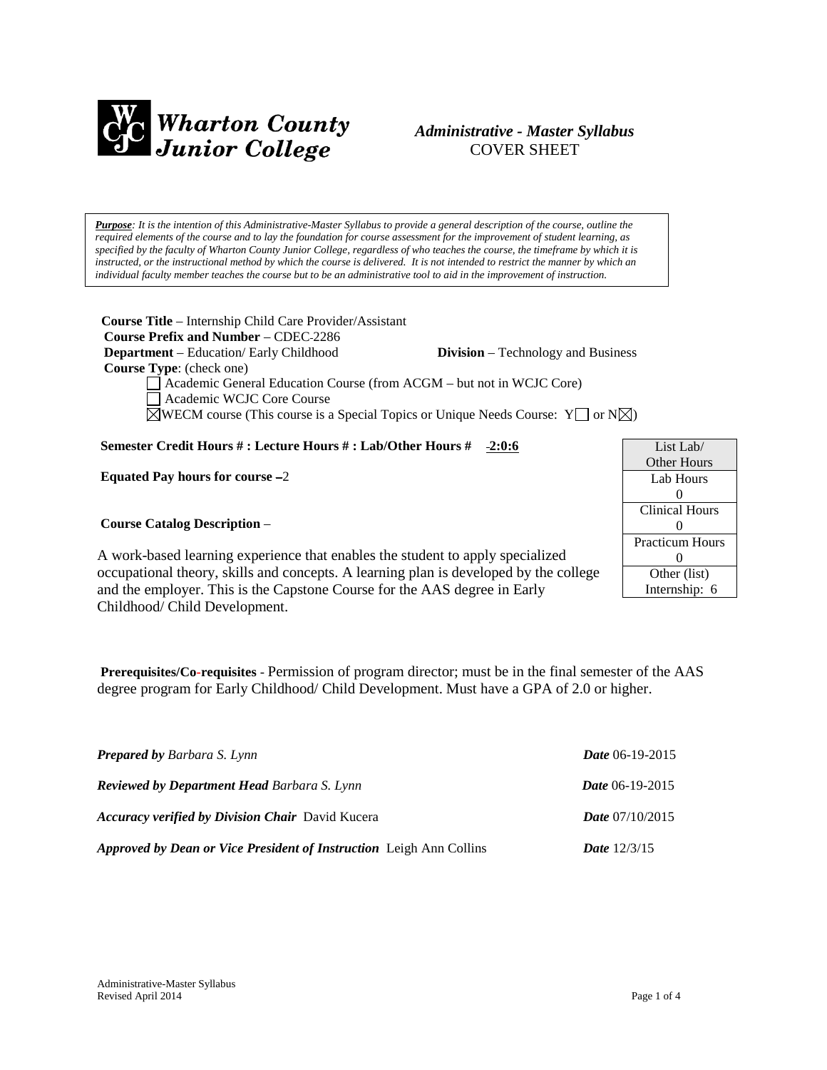**Wharton County Junior College**

*Administrative - Master Syllabus*
COVER SHEET

***Purpose**: It is the intention of this Administrative-Master Syllabus to provide a general description of the course, outline the required elements of the course and to lay the foundation for course assessment for the improvement of student learning, as specified by the faculty of Wharton County Junior College, regardless of who teaches the course, the timeframe by which it is instructed, or the instructional method by which the course is delivered. It is not intended to restrict the manner by which an individual faculty member teaches the course but to be an administrative tool to aid in the improvement of instruction.*

**Course Title** – Internship Child Care Provider/Assistant
**Course Prefix and Number** – CDEC-2286
**Department** – Education/ Early Childhood **Division** – Technology and Business
**Course Type**: (check one)

☐ Academic General Education Course (from ACGM – but not in WCJC Core)
☐ Academic WCJC Core Course
☒ WECM course (This course is a Special Topics or Unique Needs Course: Y☐ or N☒)

**Semester Credit Hours # : Lecture Hours # : Lab/Other Hours #** **2:0:6**

**Equated Pay hours for course** – 2

| List Lab/ Other Hours |
|---|
| Lab Hours 0 |
| Clinical Hours 0 |
| Practicum Hours 0 |
| Other (list) Internship: 6 |

**Course Catalog Description** –

A work-based learning experience that enables the student to apply specialized occupational theory, skills and concepts. A learning plan is developed by the college and the employer. This is the Capstone Course for the AAS degree in Early Childhood/ Child Development.

**Prerequisites/Co-requisites** - Permission of program director; must be in the final semester of the AAS degree program for Early Childhood/ Child Development. Must have a GPA of 2.0 or higher.

***Prepared by** Barbara S. Lynn* ***Date*** 06-19-2015

***Reviewed by Department Head** Barbara S. Lynn* ***Date*** 06-19-2015

***Accuracy verified by Division Chair*** David Kucera ***Date*** 07/10/2015

***Approved by Dean or Vice President of Instruction*** Leigh Ann Collins ***Date*** 12/3/15

Administrative-Master Syllabus
Revised April 2014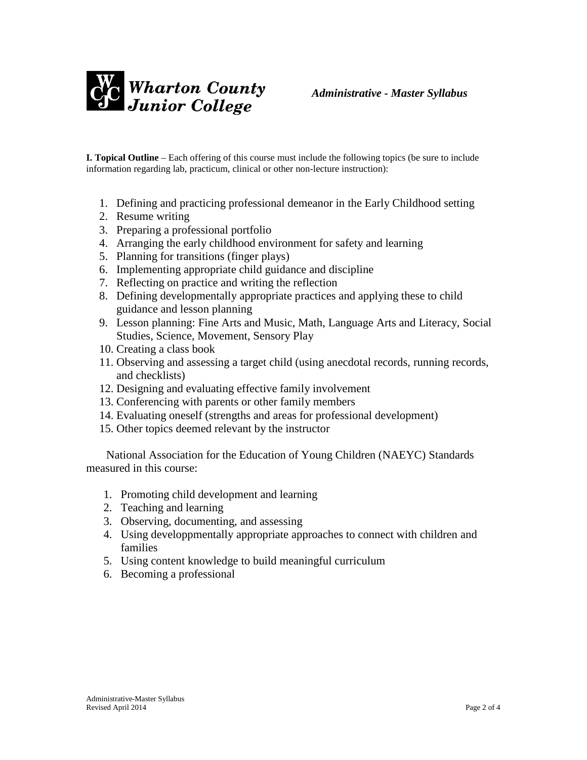**I. Topical Outline** – Each offering of this course must include the following topics (be sure to include information regarding lab, practicum, clinical or other non-lecture instruction):

1. Defining and practicing professional demeanor in the Early Childhood setting
2. Resume writing
3. Preparing a professional portfolio
4. Arranging the early childhood environment for safety and learning
5. Planning for transitions (finger plays)
6. Implementing appropriate child guidance and discipline
7. Reflecting on practice and writing the reflection
8. Defining developmentally appropriate practices and applying these to child guidance and lesson planning
9. Lesson planning: Fine Arts and Music, Math, Language Arts and Literacy, Social Studies, Science, Movement, Sensory Play
10. Creating a class book
11. Observing and assessing a target child (using anecdotal records, running records, and checklists)
12. Designing and evaluating effective family involvement
13. Conferencing with parents or other family members
14. Evaluating oneself (strengths and areas for professional development)
15. Other topics deemed relevant by the instructor

National Association for the Education of Young Children (NAEYC) Standards measured in this course:

1. Promoting child development and learning
2. Teaching and learning
3. Observing, documenting, and assessing
4. Using developpmentally appropriate approaches to connect with children and families
5. Using content knowledge to build meaningful curriculum
6. Becoming a professional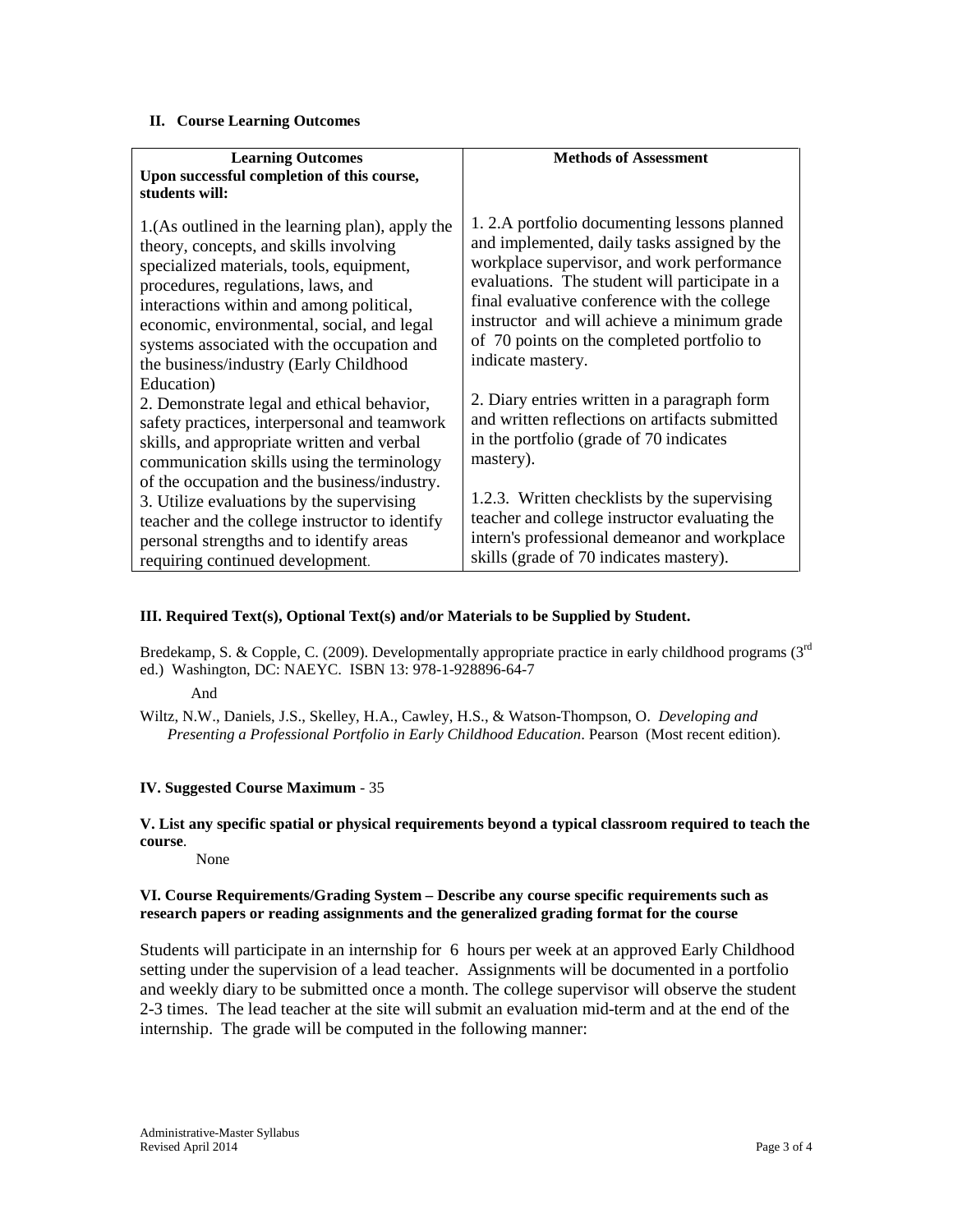### II. Course Learning Outcomes

| **Learning Outcomes**<br>**Upon successful completion of this course, students will:** | **Methods of Assessment** |
|---|---|
| 1.(As outlined in the learning plan), apply the theory, concepts, and skills involving specialized materials, tools, equipment, procedures, regulations, laws, and interactions within and among political, economic, environmental, social, and legal systems associated with the occupation and the business/industry (Early Childhood Education) | 1. 2.A portfolio documenting lessons planned and implemented, daily tasks assigned by the workplace supervisor, and work performance evaluations. The student will participate in a final evaluative conference with the college instructor and will achieve a minimum grade of 70 points on the completed portfolio to indicate mastery. |
| 2. Demonstrate legal and ethical behavior, safety practices, interpersonal and teamwork skills, and appropriate written and verbal communication skills using the terminology of the occupation and the business/industry. | 2. Diary entries written in a paragraph form and written reflections on artifacts submitted in the portfolio (grade of 70 indicates mastery). |
| 3. Utilize evaluations by the supervising teacher and the college instructor to identify personal strengths and to identify areas requiring continued development. | 1.2.3. Written checklists by the supervising teacher and college instructor evaluating the intern's professional demeanor and workplace skills (grade of 70 indicates mastery). |

### III. Required Text(s), Optional Text(s) and/or Materials to be Supplied by Student.

Bredekamp, S. & Copple, C. (2009). Developmentally appropriate practice in early childhood programs (3rd ed.) Washington, DC: NAEYC. ISBN 13: 978-1-928896-64-7

And

Wiltz, N.W., Daniels, J.S., Skelley, H.A., Cawley, H.S., & Watson-Thompson, O. *Developing and Presenting a Professional Portfolio in Early Childhood Education*. Pearson (Most recent edition).

### IV. Suggested Course Maximum - 35

### V. List any specific spatial or physical requirements beyond a typical classroom required to teach the course.

None

### VI. Course Requirements/Grading System – Describe any course specific requirements such as research papers or reading assignments and the generalized grading format for the course

Students will participate in an internship for 6 hours per week at an approved Early Childhood setting under the supervision of a lead teacher. Assignments will be documented in a portfolio and weekly diary to be submitted once a month. The college supervisor will observe the student 2-3 times. The lead teacher at the site will submit an evaluation mid-term and at the end of the internship. The grade will be computed in the following manner: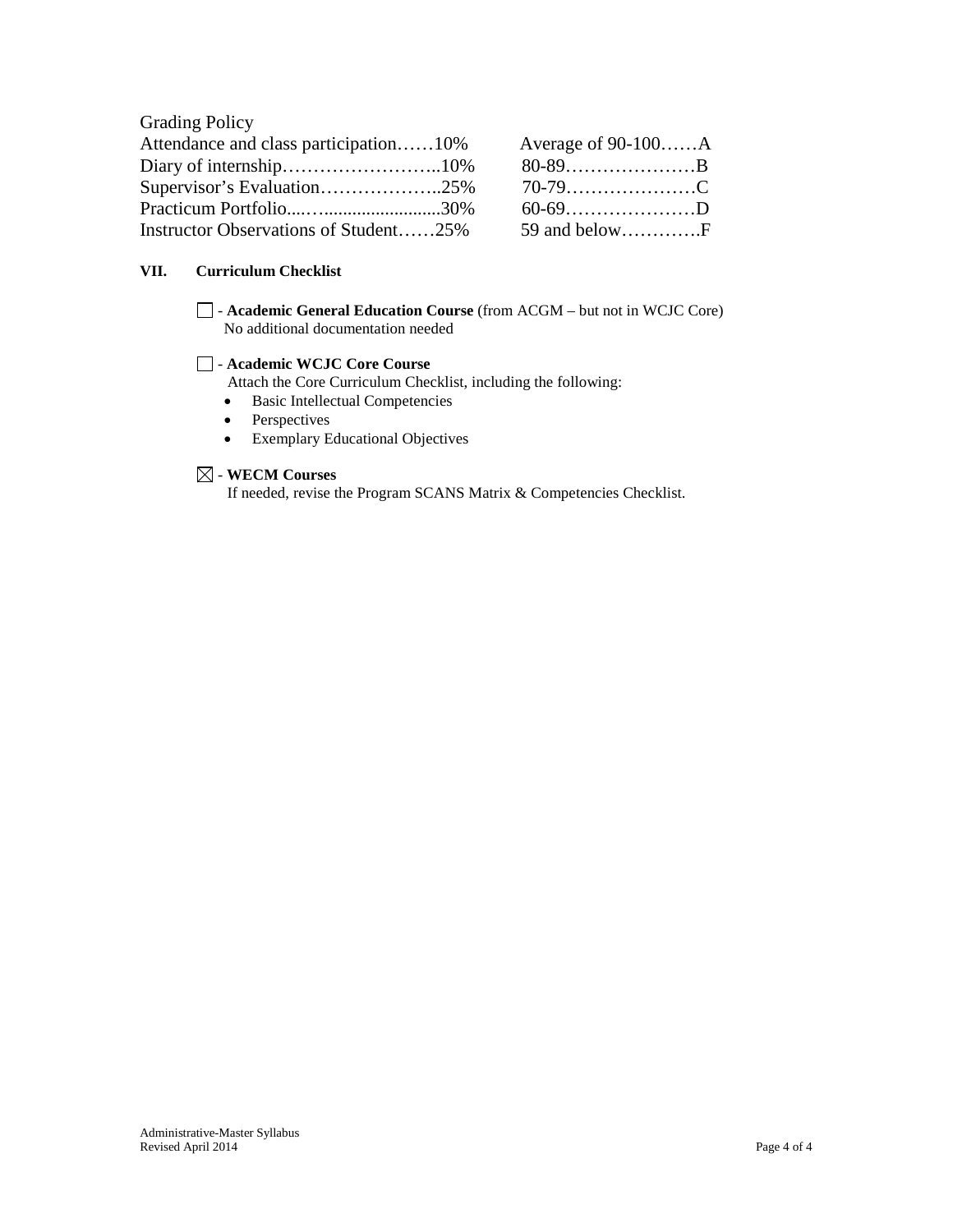Grading Policy

| | |
|---|---|
| Attendance and class participation……10% | Average of 90-100……A |
| Diary of internship……………………..10% | 80-89…………………B |
| Supervisor's Evaluation………………..25% | 70-79…………………C |
| Practicum Portfolio....…........................30% | 60-69…………………D |
| Instructor Observations of Student……25% | 59 and below………….F |

**VII. Curriculum Checklist**

☐ - **Academic General Education Course** (from ACGM – but not in WCJC Core)
No additional documentation needed

☐ - **Academic WCJC Core Course**
Attach the Core Curriculum Checklist, including the following:

- Basic Intellectual Competencies
- Perspectives
- Exemplary Educational Objectives

☒ - **WECM Courses**
If needed, revise the Program SCANS Matrix & Competencies Checklist.

Administrative-Master Syllabus
Revised April 2014